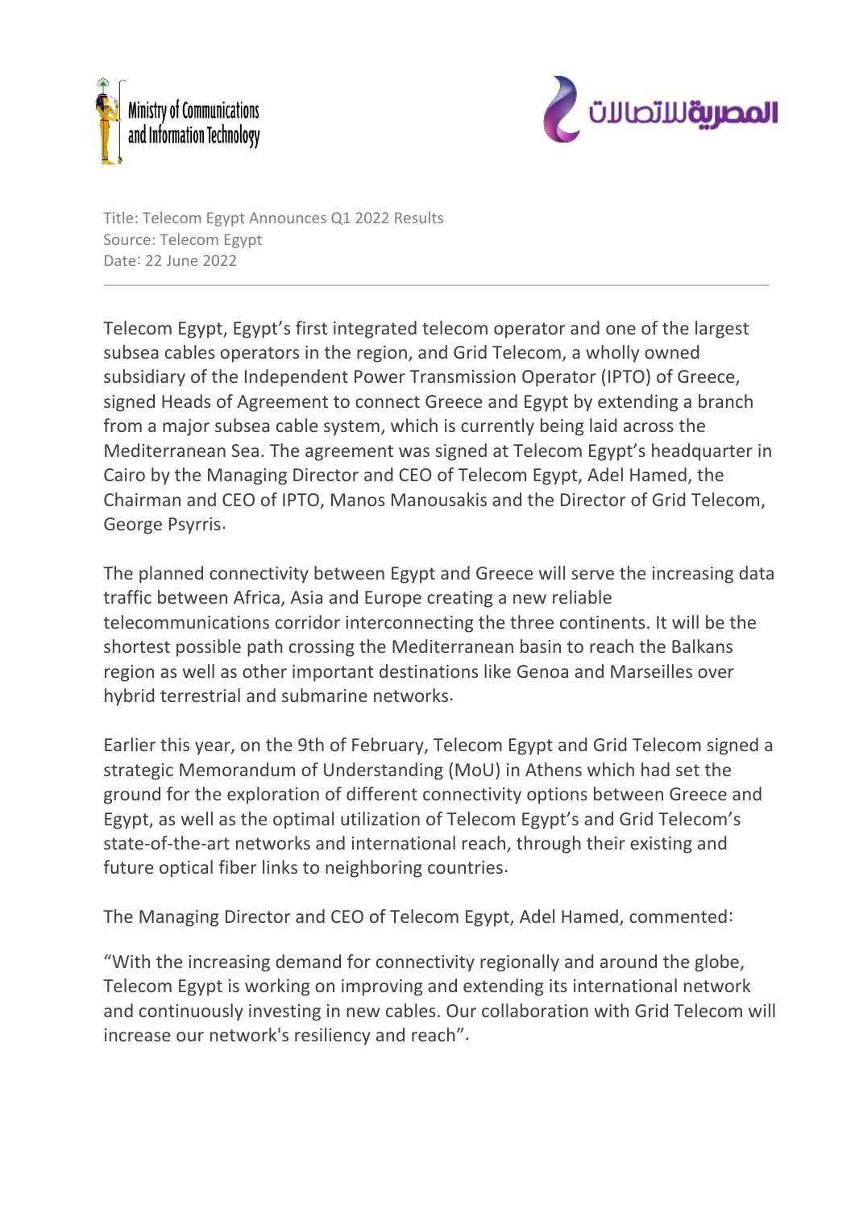Ministry of Communications and Information Technology

المصرية للاتصالات

Title: Telecom Egypt Announces Q1 2022 Results
Source: Telecom Egypt
Date: 22 June 2022

---

Telecom Egypt, Egypt's first integrated telecom operator and one of the largest subsea cables operators in the region, and Grid Telecom, a wholly owned subsidiary of the Independent Power Transmission Operator (IPTO) of Greece, signed Heads of Agreement to connect Greece and Egypt by extending a branch from a major subsea cable system, which is currently being laid across the Mediterranean Sea. The agreement was signed at Telecom Egypt's headquarter in Cairo by the Managing Director and CEO of Telecom Egypt, Adel Hamed, the Chairman and CEO of IPTO, Manos Manousakis and the Director of Grid Telecom, George Psyrris.

The planned connectivity between Egypt and Greece will serve the increasing data traffic between Africa, Asia and Europe creating a new reliable telecommunications corridor interconnecting the three continents. It will be the shortest possible path crossing the Mediterranean basin to reach the Balkans region as well as other important destinations like Genoa and Marseilles over hybrid terrestrial and submarine networks.

Earlier this year, on the 9th of February, Telecom Egypt and Grid Telecom signed a strategic Memorandum of Understanding (MoU) in Athens which had set the ground for the exploration of different connectivity options between Greece and Egypt, as well as the optimal utilization of Telecom Egypt's and Grid Telecom's state-of-the-art networks and international reach, through their existing and future optical fiber links to neighboring countries.

The Managing Director and CEO of Telecom Egypt, Adel Hamed, commented:

"With the increasing demand for connectivity regionally and around the globe, Telecom Egypt is working on improving and extending its international network and continuously investing in new cables. Our collaboration with Grid Telecom will increase our network's resiliency and reach".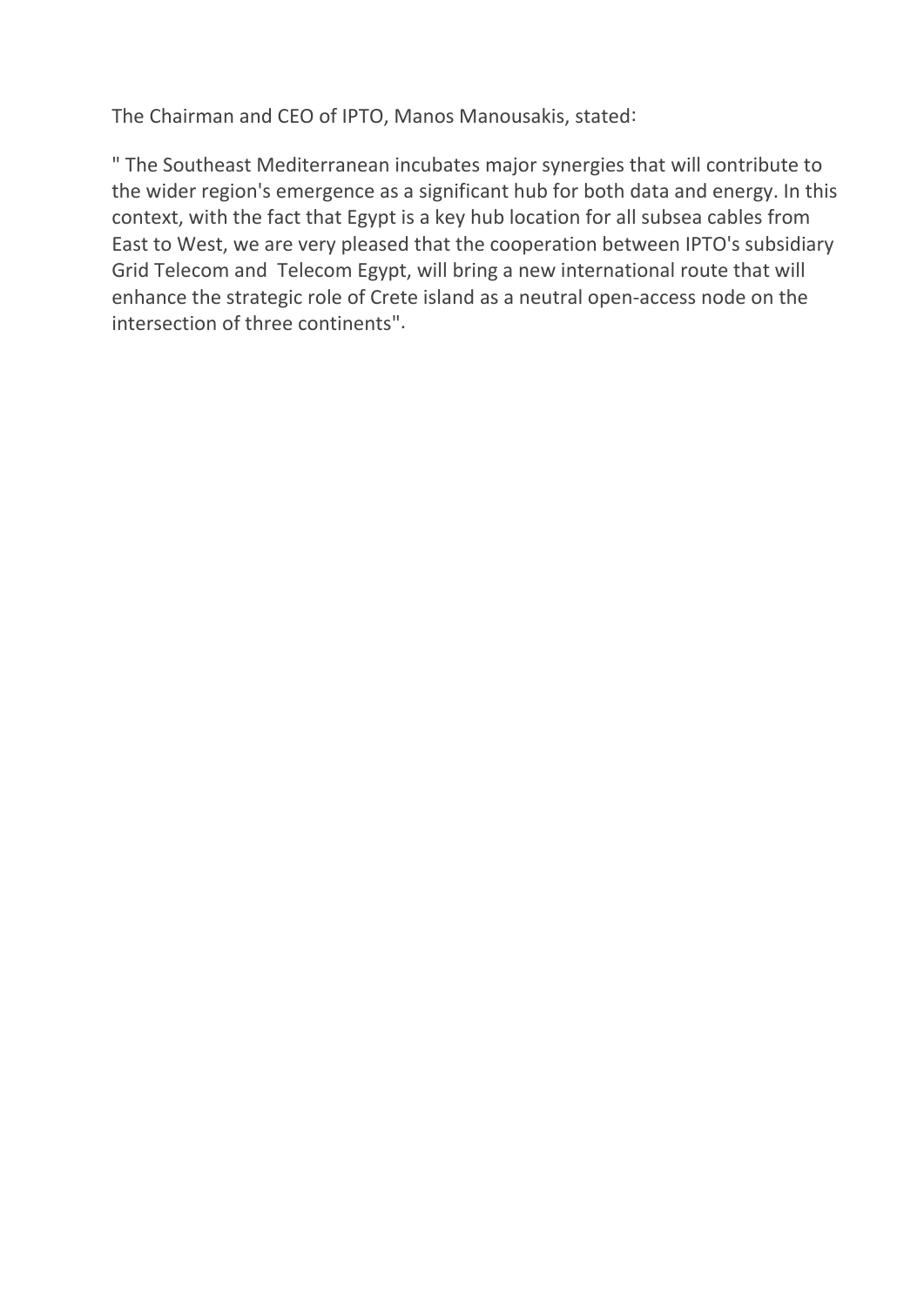The Chairman and CEO of IPTO, Manos Manousakis, stated:

" The Southeast Mediterranean incubates major synergies that will contribute to the wider region's emergence as a significant hub for both data and energy. In this context, with the fact that Egypt is a key hub location for all subsea cables from East to West, we are very pleased that the cooperation between IPTO's subsidiary Grid Telecom and Telecom Egypt, will bring a new international route that will enhance the strategic role of Crete island as a neutral open-access node on the intersection of three continents".